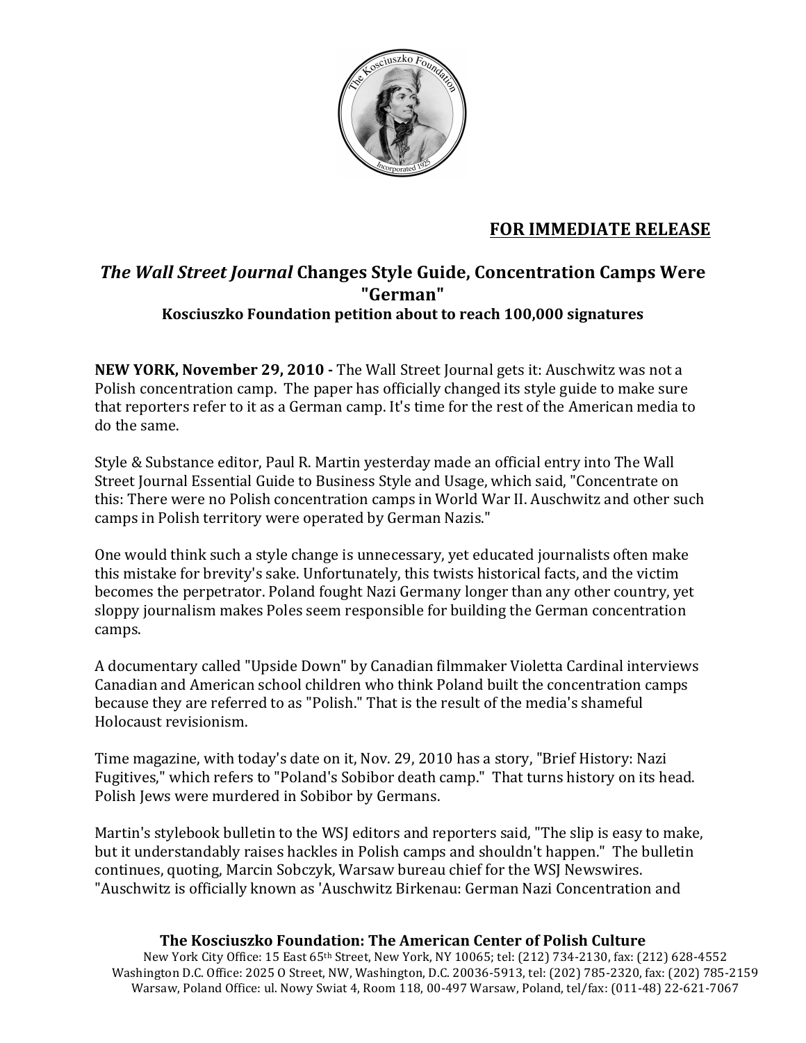**FOR IMMEDIATE RELEASE**

# *The Wall Street Journal* Changes Style Guide, Concentration Camps Were "German"

### Kosciuszko Foundation petition about to reach 100,000 signatures

**NEW YORK, November 29, 2010 -** The Wall Street Journal gets it: Auschwitz was not a Polish concentration camp. The paper has officially changed its style guide to make sure that reporters refer to it as a German camp. It's time for the rest of the American media to do the same.

Style & Substance editor, Paul R. Martin yesterday made an official entry into The Wall Street Journal Essential Guide to Business Style and Usage, which said, "Concentrate on this: There were no Polish concentration camps in World War II. Auschwitz and other such camps in Polish territory were operated by German Nazis."

One would think such a style change is unnecessary, yet educated journalists often make this mistake for brevity's sake. Unfortunately, this twists historical facts, and the victim becomes the perpetrator. Poland fought Nazi Germany longer than any other country, yet sloppy journalism makes Poles seem responsible for building the German concentration camps.

A documentary called "Upside Down" by Canadian filmmaker Violetta Cardinal interviews Canadian and American school children who think Poland built the concentration camps because they are referred to as "Polish." That is the result of the media's shameful Holocaust revisionism.

Time magazine, with today's date on it, Nov. 29, 2010 has a story, "Brief History: Nazi Fugitives," which refers to "Poland's Sobibor death camp." That turns history on its head. Polish Jews were murdered in Sobibor by Germans.

Martin's stylebook bulletin to the WSJ editors and reporters said, "The slip is easy to make, but it understandably raises hackles in Polish camps and shouldn't happen." The bulletin continues, quoting, Marcin Sobczyk, Warsaw bureau chief for the WSJ Newswires. "Auschwitz is officially known as 'Auschwitz Birkenau: German Nazi Concentration and

**The Kosciuszko Foundation: The American Center of Polish Culture**

New York City Office: 15 East 65th Street, New York, NY 10065; tel: (212) 734-2130, fax: (212) 628-4552
Washington D.C. Office: 2025 O Street, NW, Washington, D.C. 20036-5913, tel: (202) 785-2320, fax: (202) 785-2159
Warsaw, Poland Office: ul. Nowy Swiat 4, Room 118, 00-497 Warsaw, Poland, tel/fax: (011-48) 22-621-7067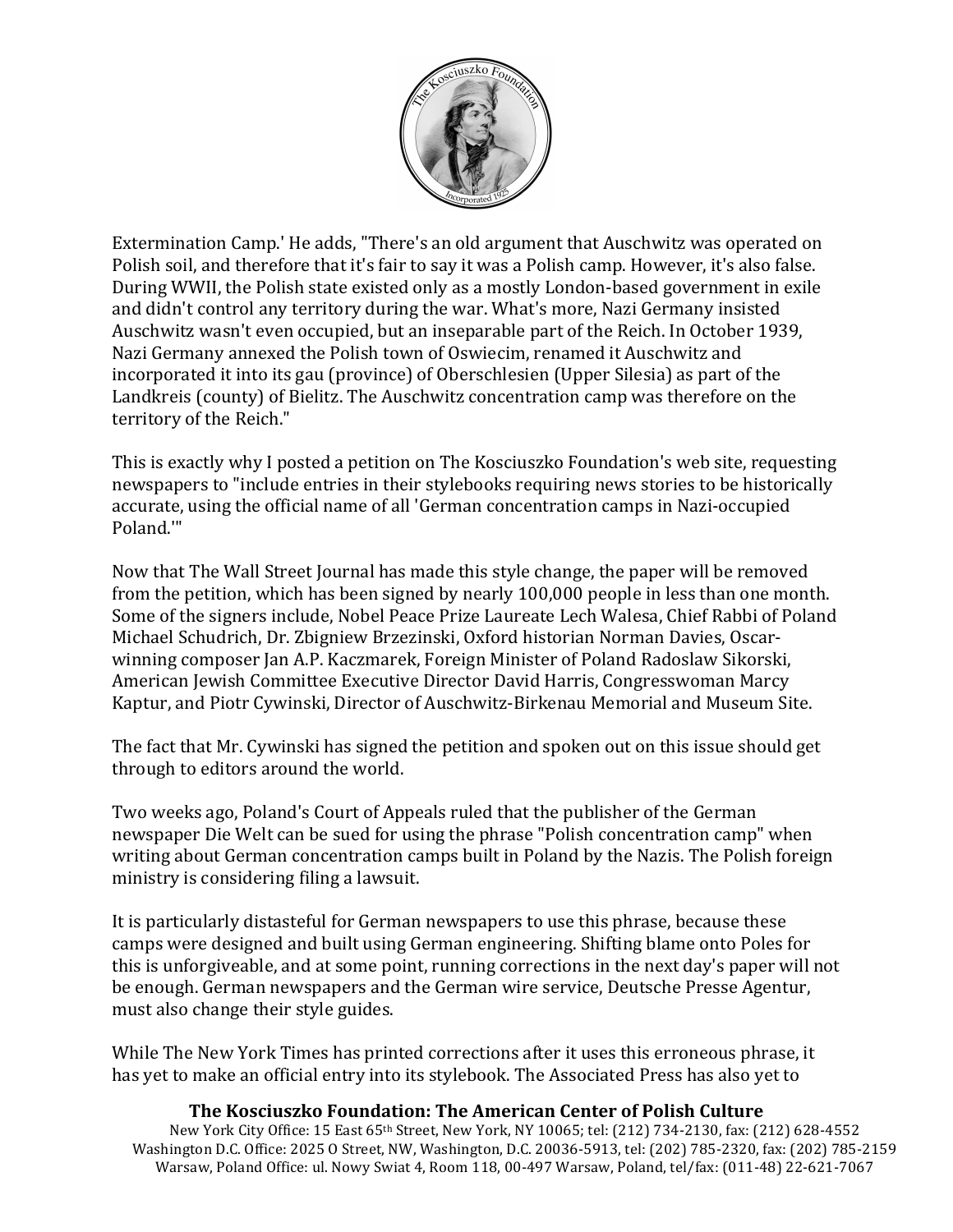Extermination Camp.' He adds, "There's an old argument that Auschwitz was operated on Polish soil, and therefore that it's fair to say it was a Polish camp. However, it's also false. During WWII, the Polish state existed only as a mostly London-based government in exile and didn't control any territory during the war. What's more, Nazi Germany insisted Auschwitz wasn't even occupied, but an inseparable part of the Reich. In October 1939, Nazi Germany annexed the Polish town of Oswiecim, renamed it Auschwitz and incorporated it into its gau (province) of Oberschlesien (Upper Silesia) as part of the Landkreis (county) of Bielitz. The Auschwitz concentration camp was therefore on the territory of the Reich."

This is exactly why I posted a petition on The Kosciuszko Foundation's web site, requesting newspapers to "include entries in their stylebooks requiring news stories to be historically accurate, using the official name of all 'German concentration camps in Nazi-occupied Poland.'"

Now that The Wall Street Journal has made this style change, the paper will be removed from the petition, which has been signed by nearly 100,000 people in less than one month. Some of the signers include, Nobel Peace Prize Laureate Lech Walesa, Chief Rabbi of Poland Michael Schudrich, Dr. Zbigniew Brzezinski, Oxford historian Norman Davies, Oscar-winning composer Jan A.P. Kaczmarek, Foreign Minister of Poland Radoslaw Sikorski, American Jewish Committee Executive Director David Harris, Congresswoman Marcy Kaptur, and Piotr Cywinski, Director of Auschwitz-Birkenau Memorial and Museum Site.

The fact that Mr. Cywinski has signed the petition and spoken out on this issue should get through to editors around the world.

Two weeks ago, Poland's Court of Appeals ruled that the publisher of the German newspaper Die Welt can be sued for using the phrase "Polish concentration camp" when writing about German concentration camps built in Poland by the Nazis. The Polish foreign ministry is considering filing a lawsuit.

It is particularly distasteful for German newspapers to use this phrase, because these camps were designed and built using German engineering. Shifting blame onto Poles for this is unforgiveable, and at some point, running corrections in the next day's paper will not be enough. German newspapers and the German wire service, Deutsche Presse Agentur, must also change their style guides.

While The New York Times has printed corrections after it uses this erroneous phrase, it has yet to make an official entry into its stylebook. The Associated Press has also yet to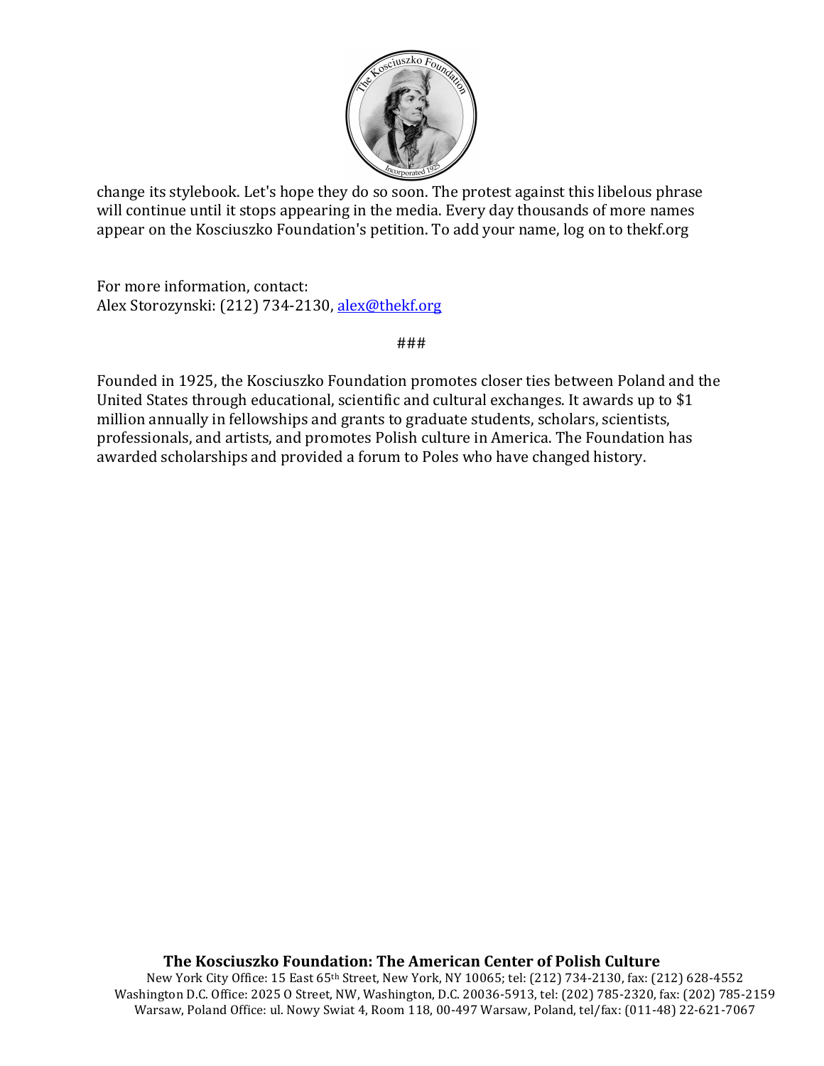change its stylebook. Let's hope they do so soon. The protest against this libelous phrase will continue until it stops appearing in the media. Every day thousands of more names appear on the Kosciuszko Foundation's petition. To add your name, log on to thekf.org

For more information, contact:
Alex Storozynski: (212) 734-2130, alex@thekf.org

###

Founded in 1925, the Kosciuszko Foundation promotes closer ties between Poland and the United States through educational, scientific and cultural exchanges. It awards up to $1 million annually in fellowships and grants to graduate students, scholars, scientists, professionals, and artists, and promotes Polish culture in America. The Foundation has awarded scholarships and provided a forum to Poles who have changed history.